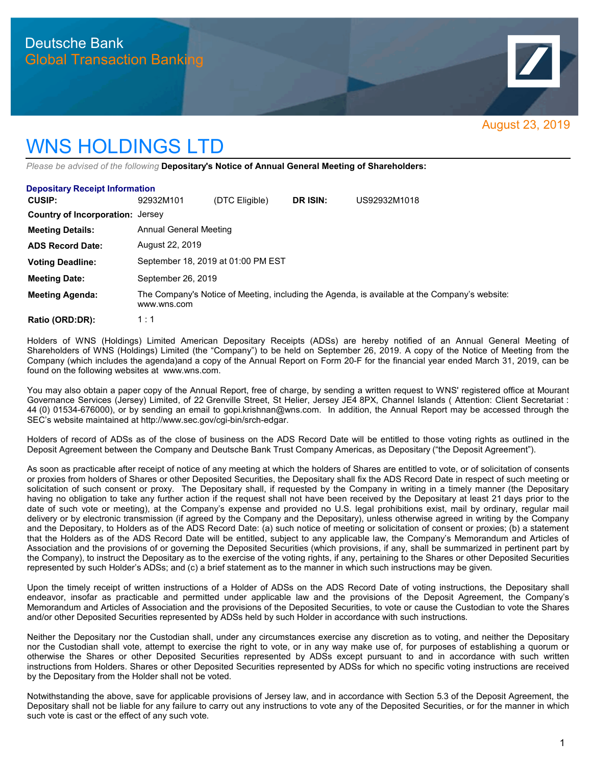Deutsche Bank
Global Transaction Banking

August 23, 2019

# WNS HOLDINGS LTD

*Please be advised of the following* **Depositary's Notice of Annual General Meeting of Shareholders:**

### Depositary Receipt Information

| | | | | |
|---|---|---|---|---|
| **CUSIP:** | 92932M101 | (DTC Eligible) | **DR ISIN:** | US92932M1018 |
| **Country of Incorporation:** | Jersey | | | |
| **Meeting Details:** | Annual General Meeting | | | |
| **ADS Record Date:** | August 22, 2019 | | | |
| **Voting Deadline:** | September 18, 2019 at 01:00 PM EST | | | |
| **Meeting Date:** | September 26, 2019 | | | |
| **Meeting Agenda:** | The Company's Notice of Meeting, including the Agenda, is available at the Company's website: www.wns.com | | | |
| **Ratio (ORD:DR):** | 1 : 1 | | | |

Holders of WNS (Holdings) Limited American Depositary Receipts (ADSs) are hereby notified of an Annual General Meeting of Shareholders of WNS (Holdings) Limited (the "Company") to be held on September 26, 2019. A copy of the Notice of Meeting from the Company (which includes the agenda)and a copy of the Annual Report on Form 20-F for the financial year ended March 31, 2019, can be found on the following websites at www.wns.com.

You may also obtain a paper copy of the Annual Report, free of charge, by sending a written request to WNS' registered office at Mourant Governance Services (Jersey) Limited, of 22 Grenville Street, St Helier, Jersey JE4 8PX, Channel Islands ( Attention: Client Secretariat : 44 (0) 01534-676000), or by sending an email to gopi.krishnan@wns.com. In addition, the Annual Report may be accessed through the SEC's website maintained at http://www.sec.gov/cgi-bin/srch-edgar.

Holders of record of ADSs as of the close of business on the ADS Record Date will be entitled to those voting rights as outlined in the Deposit Agreement between the Company and Deutsche Bank Trust Company Americas, as Depositary ("the Deposit Agreement").

As soon as practicable after receipt of notice of any meeting at which the holders of Shares are entitled to vote, or of solicitation of consents or proxies from holders of Shares or other Deposited Securities, the Depositary shall fix the ADS Record Date in respect of such meeting or solicitation of such consent or proxy. The Depositary shall, if requested by the Company in writing in a timely manner (the Depositary having no obligation to take any further action if the request shall not have been received by the Depositary at least 21 days prior to the date of such vote or meeting), at the Company's expense and provided no U.S. legal prohibitions exist, mail by ordinary, regular mail delivery or by electronic transmission (if agreed by the Company and the Depositary), unless otherwise agreed in writing by the Company and the Depositary, to Holders as of the ADS Record Date: (a) such notice of meeting or solicitation of consent or proxies; (b) a statement that the Holders as of the ADS Record Date will be entitled, subject to any applicable law, the Company's Memorandum and Articles of Association and the provisions of or governing the Deposited Securities (which provisions, if any, shall be summarized in pertinent part by the Company), to instruct the Depositary as to the exercise of the voting rights, if any, pertaining to the Shares or other Deposited Securities represented by such Holder's ADSs; and (c) a brief statement as to the manner in which such instructions may be given.

Upon the timely receipt of written instructions of a Holder of ADSs on the ADS Record Date of voting instructions, the Depositary shall endeavor, insofar as practicable and permitted under applicable law and the provisions of the Deposit Agreement, the Company's Memorandum and Articles of Association and the provisions of the Deposited Securities, to vote or cause the Custodian to vote the Shares and/or other Deposited Securities represented by ADSs held by such Holder in accordance with such instructions.

Neither the Depositary nor the Custodian shall, under any circumstances exercise any discretion as to voting, and neither the Depositary nor the Custodian shall vote, attempt to exercise the right to vote, or in any way make use of, for purposes of establishing a quorum or otherwise the Shares or other Deposited Securities represented by ADSs except pursuant to and in accordance with such written instructions from Holders. Shares or other Deposited Securities represented by ADSs for which no specific voting instructions are received by the Depositary from the Holder shall not be voted.

Notwithstanding the above, save for applicable provisions of Jersey law, and in accordance with Section 5.3 of the Deposit Agreement, the Depositary shall not be liable for any failure to carry out any instructions to vote any of the Deposited Securities, or for the manner in which such vote is cast or the effect of any such vote.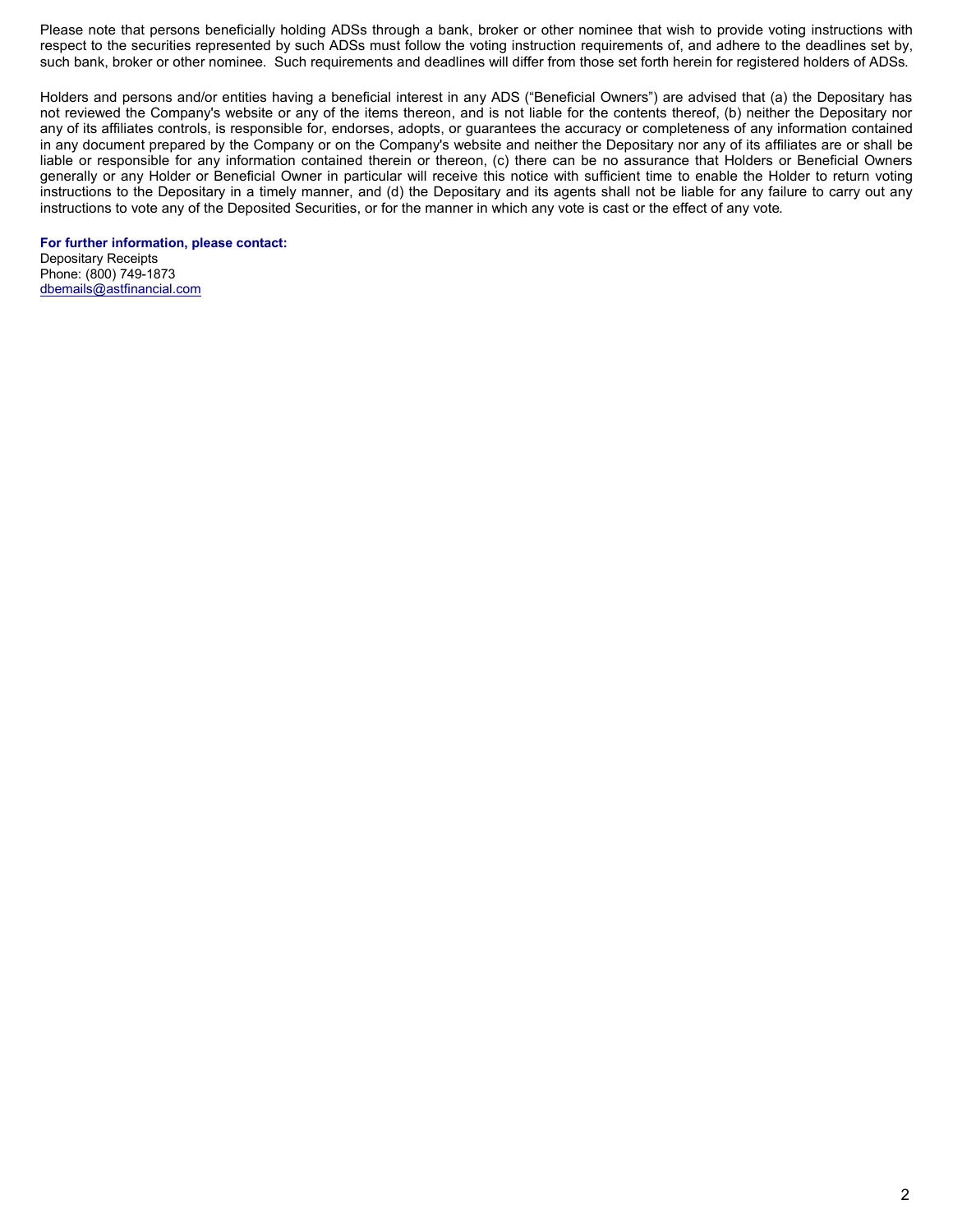Please note that persons beneficially holding ADSs through a bank, broker or other nominee that wish to provide voting instructions with respect to the securities represented by such ADSs must follow the voting instruction requirements of, and adhere to the deadlines set by, such bank, broker or other nominee. Such requirements and deadlines will differ from those set forth herein for registered holders of ADSs.

Holders and persons and/or entities having a beneficial interest in any ADS ("Beneficial Owners") are advised that (a) the Depositary has not reviewed the Company's website or any of the items thereon, and is not liable for the contents thereof, (b) neither the Depositary nor any of its affiliates controls, is responsible for, endorses, adopts, or guarantees the accuracy or completeness of any information contained in any document prepared by the Company or on the Company's website and neither the Depositary nor any of its affiliates are or shall be liable or responsible for any information contained therein or thereon, (c) there can be no assurance that Holders or Beneficial Owners generally or any Holder or Beneficial Owner in particular will receive this notice with sufficient time to enable the Holder to return voting instructions to the Depositary in a timely manner, and (d) the Depositary and its agents shall not be liable for any failure to carry out any instructions to vote any of the Deposited Securities, or for the manner in which any vote is cast or the effect of any vote.

**For further information, please contact:**
Depositary Receipts
Phone: (800) 749-1873
dbemails@astfinancial.com